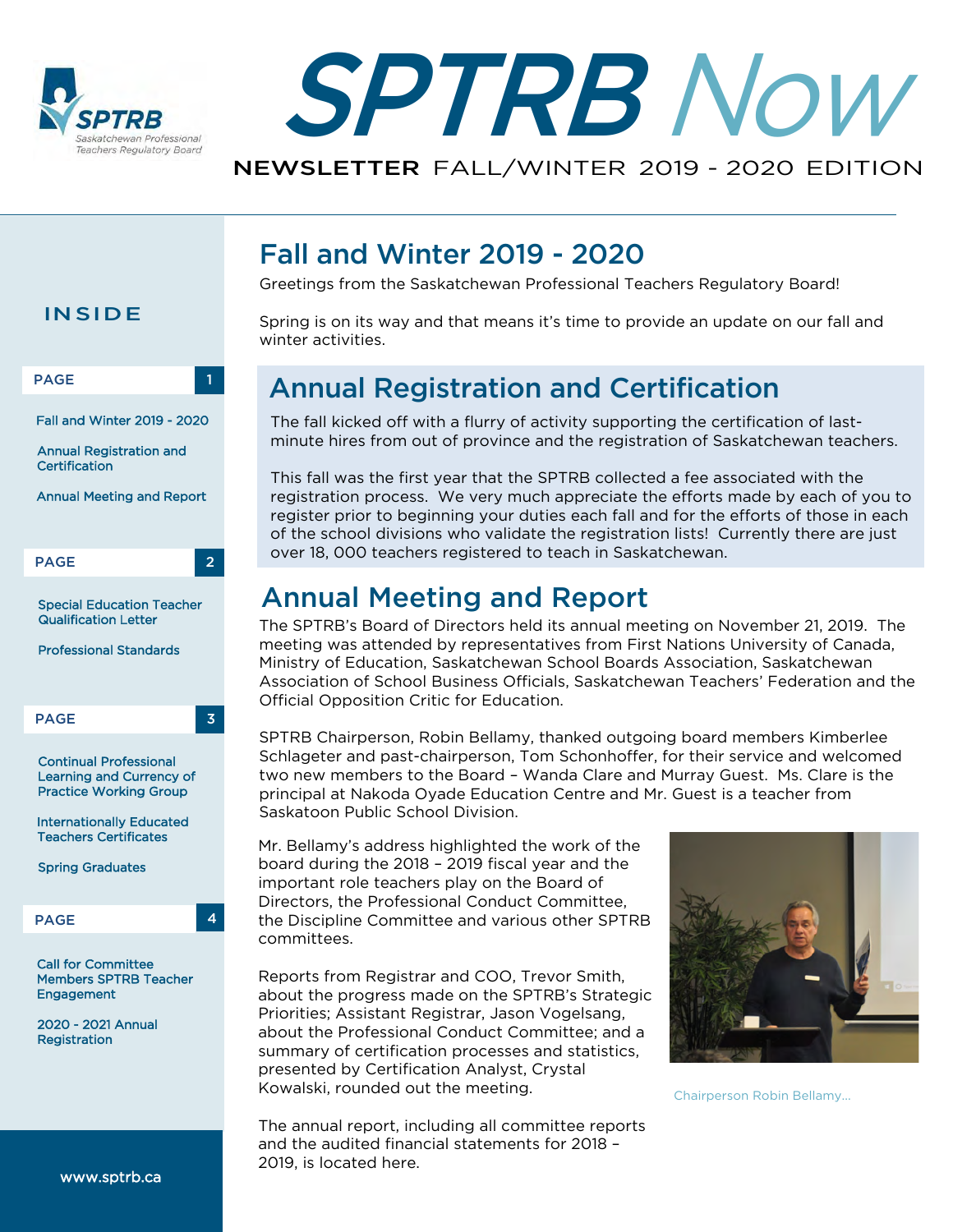# SPTRB Now

NEWSLETTER FALL/WINTER 2019 - 2020 EDITION

## INSIDE

**PAGE 1**

- Fall and Winter 2019 - 2020
- Annual Registration and Certification
- Annual Meeting and Report

**PAGE 2**

- Special Education Teacher Qualification Letter
- Professional Standards

**PAGE 3**

- Continual Professional Learning and Currency of Practice Working Group
- Internationally Educated Teachers Certificates
- Spring Graduates

**PAGE 4**

- Call for Committee Members SPTRB Teacher Engagement
- 2020 - 2021 Annual Registration

www.sptrb.ca

## Fall and Winter 2019 - 2020

Greetings from the Saskatchewan Professional Teachers Regulatory Board!

Spring is on its way and that means it's time to provide an update on our fall and winter activities.

## Annual Registration and Certification

The fall kicked off with a flurry of activity supporting the certification of last-minute hires from out of province and the registration of Saskatchewan teachers.

This fall was the first year that the SPTRB collected a fee associated with the registration process. We very much appreciate the efforts made by each of you to register prior to beginning your duties each fall and for the efforts of those in each of the school divisions who validate the registration lists! Currently there are just over 18, 000 teachers registered to teach in Saskatchewan.

## Annual Meeting and Report

The SPTRB's Board of Directors held its annual meeting on November 21, 2019. The meeting was attended by representatives from First Nations University of Canada, Ministry of Education, Saskatchewan School Boards Association, Saskatchewan Association of School Business Officials, Saskatchewan Teachers' Federation and the Official Opposition Critic for Education.

SPTRB Chairperson, Robin Bellamy, thanked outgoing board members Kimberlee Schlageter and past-chairperson, Tom Schonhoffer, for their service and welcomed two new members to the Board – Wanda Clare and Murray Guest. Ms. Clare is the principal at Nakoda Oyade Education Centre and Mr. Guest is a teacher from Saskatoon Public School Division.

Mr. Bellamy's address highlighted the work of the board during the 2018 – 2019 fiscal year and the important role teachers play on the Board of Directors, the Professional Conduct Committee, the Discipline Committee and various other SPTRB committees.

Reports from Registrar and COO, Trevor Smith, about the progress made on the SPTRB's Strategic Priorities; Assistant Registrar, Jason Vogelsang, about the Professional Conduct Committee; and a summary of certification processes and statistics, presented by Certification Analyst, Crystal Kowalski, rounded out the meeting.

Chairperson Robin Bellamy...

The annual report, including all committee reports and the audited financial statements for 2018 – 2019, is located here.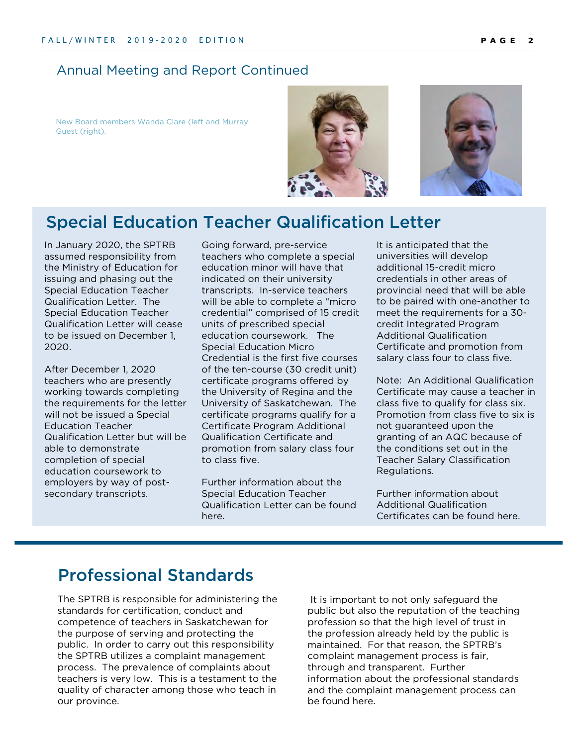## Annual Meeting and Report Continued

New Board members Wanda Clare (left and Murray Guest (right).

## Special Education Teacher Qualification Letter

In January 2020, the SPTRB assumed responsibility from the Ministry of Education for issuing and phasing out the Special Education Teacher Qualification Letter. The Special Education Teacher Qualification Letter will cease to be issued on December 1, 2020.

After December 1, 2020 teachers who are presently working towards completing the requirements for the letter will not be issued a Special Education Teacher Qualification Letter but will be able to demonstrate completion of special education coursework to employers by way of post-secondary transcripts.

Going forward, pre-service teachers who complete a special education minor will have that indicated on their university transcripts. In-service teachers will be able to complete a "micro credential" comprised of 15 credit units of prescribed special education coursework. The Special Education Micro Credential is the first five courses of the ten-course (30 credit unit) certificate programs offered by the University of Regina and the University of Saskatchewan. The certificate programs qualify for a Certificate Program Additional Qualification Certificate and promotion from salary class four to class five.

Further information about the Special Education Teacher Qualification Letter can be found here.

It is anticipated that the universities will develop additional 15-credit micro credentials in other areas of provincial need that will be able to be paired with one-another to meet the requirements for a 30-credit Integrated Program Additional Qualification Certificate and promotion from salary class four to class five.

Note: An Additional Qualification Certificate may cause a teacher in class five to qualify for class six. Promotion from class five to six is not guaranteed upon the granting of an AQC because of the conditions set out in the Teacher Salary Classification Regulations.

Further information about Additional Qualification Certificates can be found here.

## Professional Standards

The SPTRB is responsible for administering the standards for certification, conduct and competence of teachers in Saskatchewan for the purpose of serving and protecting the public. In order to carry out this responsibility the SPTRB utilizes a complaint management process. The prevalence of complaints about teachers is very low. This is a testament to the quality of character among those who teach in our province.

It is important to not only safeguard the public but also the reputation of the teaching profession so that the high level of trust in the profession already held by the public is maintained. For that reason, the SPTRB's complaint management process is fair, through and transparent. Further information about the professional standards and the complaint management process can be found here.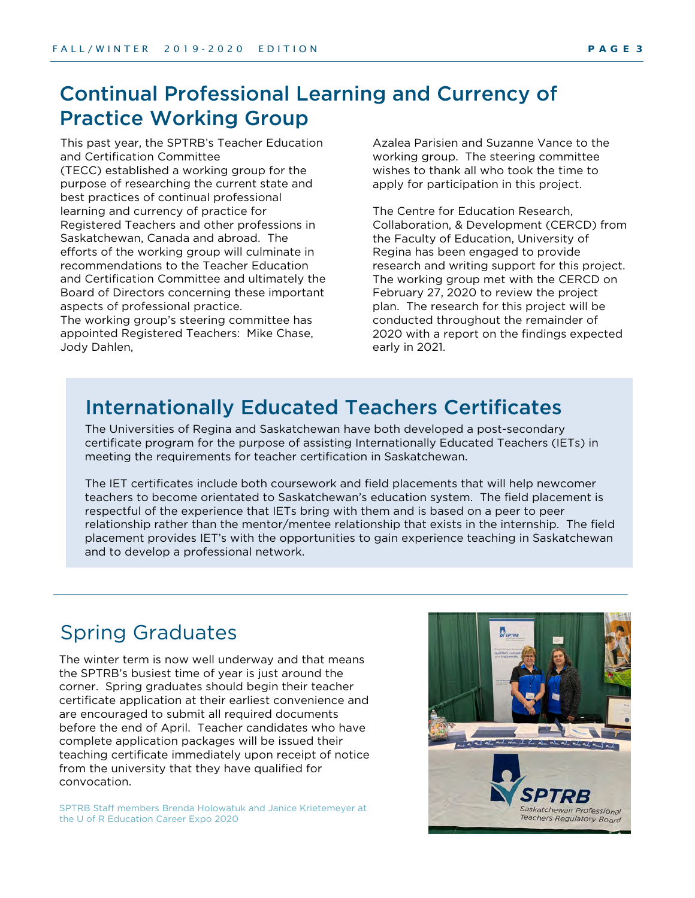## Continual Professional Learning and Currency of Practice Working Group

This past year, the SPTRB's Teacher Education and Certification Committee (TECC) established a working group for the purpose of researching the current state and best practices of continual professional learning and currency of practice for Registered Teachers and other professions in Saskatchewan, Canada and abroad. The efforts of the working group will culminate in recommendations to the Teacher Education and Certification Committee and ultimately the Board of Directors concerning these important aspects of professional practice.

The working group's steering committee has appointed Registered Teachers: Mike Chase, Jody Dahlen, Azalea Parisien and Suzanne Vance to the working group. The steering committee wishes to thank all who took the time to apply for participation in this project.

The Centre for Education Research, Collaboration, & Development (CERCD) from the Faculty of Education, University of Regina has been engaged to provide research and writing support for this project. The working group met with the CERCD on February 27, 2020 to review the project plan. The research for this project will be conducted throughout the remainder of 2020 with a report on the findings expected early in 2021.

## Internationally Educated Teachers Certificates

The Universities of Regina and Saskatchewan have both developed a post-secondary certificate program for the purpose of assisting Internationally Educated Teachers (IETs) in meeting the requirements for teacher certification in Saskatchewan.

The IET certificates include both coursework and field placements that will help newcomer teachers to become orientated to Saskatchewan's education system. The field placement is respectful of the experience that IETs bring with them and is based on a peer to peer relationship rather than the mentor/mentee relationship that exists in the internship. The field placement provides IET's with the opportunities to gain experience teaching in Saskatchewan and to develop a professional network.

## Spring Graduates

The winter term is now well underway and that means the SPTRB's busiest time of year is just around the corner. Spring graduates should begin their teacher certificate application at their earliest convenience and are encouraged to submit all required documents before the end of April. Teacher candidates who have complete application packages will be issued their teaching certificate immediately upon receipt of notice from the university that they have qualified for convocation.

SPTRB Staff members Brenda Holowatuk and Janice Krietemeyer at the U of R Education Career Expo 2020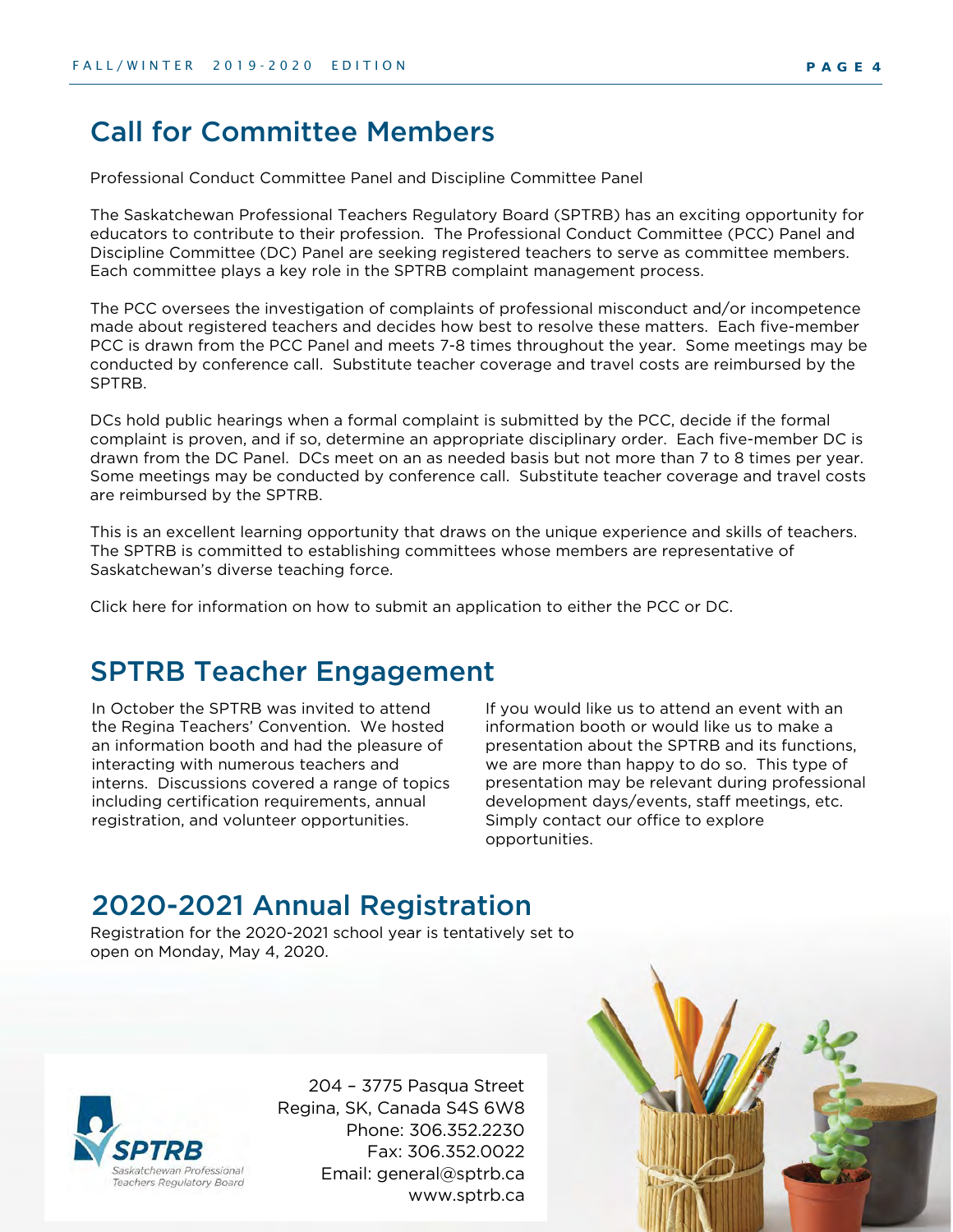## Call for Committee Members

Professional Conduct Committee Panel and Discipline Committee Panel

The Saskatchewan Professional Teachers Regulatory Board (SPTRB) has an exciting opportunity for educators to contribute to their profession. The Professional Conduct Committee (PCC) Panel and Discipline Committee (DC) Panel are seeking registered teachers to serve as committee members. Each committee plays a key role in the SPTRB complaint management process.

The PCC oversees the investigation of complaints of professional misconduct and/or incompetence made about registered teachers and decides how best to resolve these matters. Each five-member PCC is drawn from the PCC Panel and meets 7-8 times throughout the year. Some meetings may be conducted by conference call. Substitute teacher coverage and travel costs are reimbursed by the SPTRB.

DCs hold public hearings when a formal complaint is submitted by the PCC, decide if the formal complaint is proven, and if so, determine an appropriate disciplinary order. Each five-member DC is drawn from the DC Panel. DCs meet on an as needed basis but not more than 7 to 8 times per year. Some meetings may be conducted by conference call. Substitute teacher coverage and travel costs are reimbursed by the SPTRB.

This is an excellent learning opportunity that draws on the unique experience and skills of teachers. The SPTRB is committed to establishing committees whose members are representative of Saskatchewan's diverse teaching force.

Click here for information on how to submit an application to either the PCC or DC.

## SPTRB Teacher Engagement

In October the SPTRB was invited to attend the Regina Teachers' Convention. We hosted an information booth and had the pleasure of interacting with numerous teachers and interns. Discussions covered a range of topics including certification requirements, annual registration, and volunteer opportunities.

If you would like us to attend an event with an information booth or would like us to make a presentation about the SPTRB and its functions, we are more than happy to do so. This type of presentation may be relevant during professional development days/events, staff meetings, etc. Simply contact our office to explore opportunities.

## 2020-2021 Annual Registration

Registration for the 2020-2021 school year is tentatively set to open on Monday, May 4, 2020.

SPTRB
Saskatchewan Professional Teachers Regulatory Board

204 – 3775 Pasqua Street
Regina, SK, Canada S4S 6W8
Phone: 306.352.2230
Fax: 306.352.0022
Email: general@sptrb.ca
www.sptrb.ca